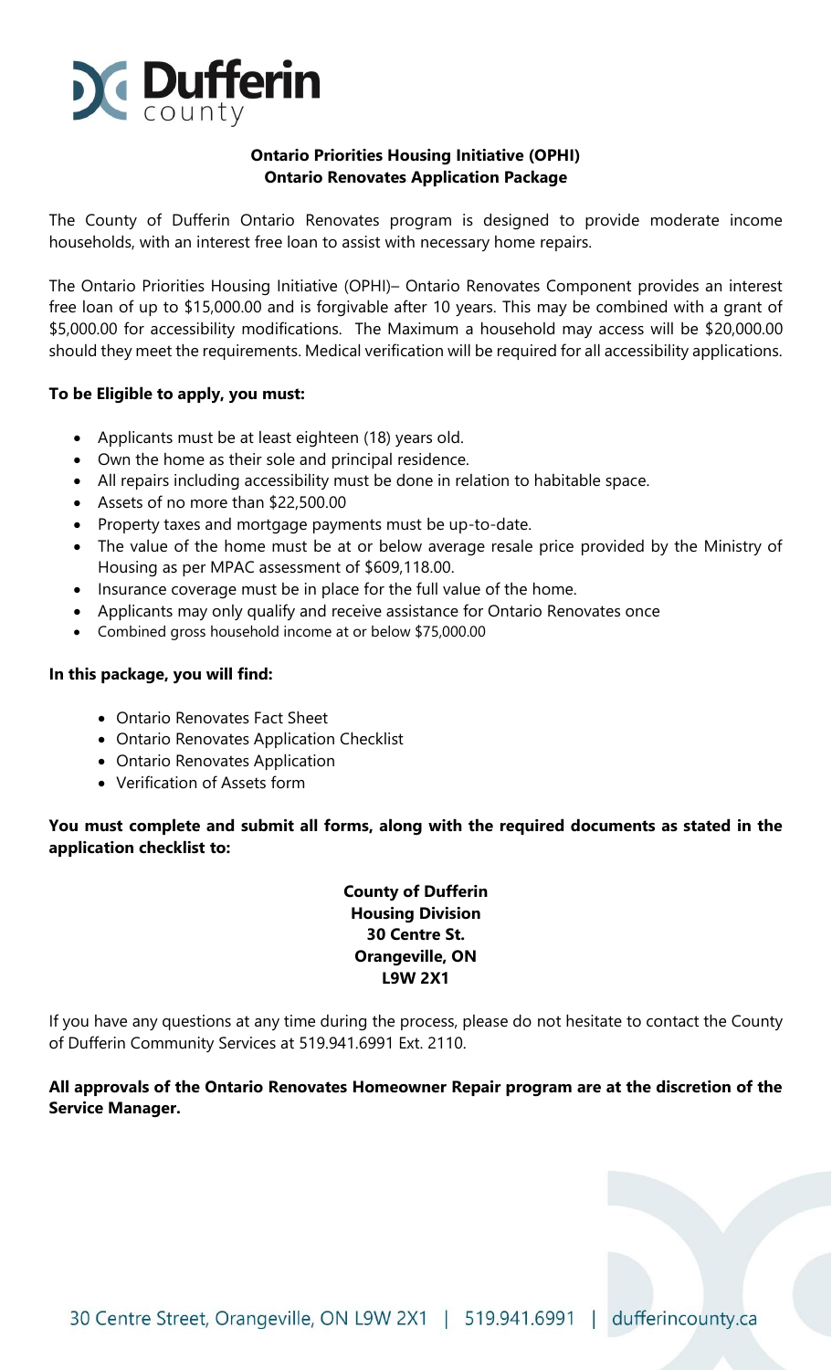# Dufferin county

**Ontario Priorities Housing Initiative (OPHI)**
**Ontario Renovates Application Package**

The County of Dufferin Ontario Renovates program is designed to provide moderate income households, with an interest free loan to assist with necessary home repairs.

The Ontario Priorities Housing Initiative (OPHI)– Ontario Renovates Component provides an interest free loan of up to $15,000.00 and is forgivable after 10 years. This may be combined with a grant of $5,000.00 for accessibility modifications. The Maximum a household may access will be $20,000.00 should they meet the requirements. Medical verification will be required for all accessibility applications.

**To be Eligible to apply, you must:**

- Applicants must be at least eighteen (18) years old.
- Own the home as their sole and principal residence.
- All repairs including accessibility must be done in relation to habitable space.
- Assets of no more than $22,500.00
- Property taxes and mortgage payments must be up-to-date.
- The value of the home must be at or below average resale price provided by the Ministry of Housing as per MPAC assessment of $609,118.00.
- Insurance coverage must be in place for the full value of the home.
- Applicants may only qualify and receive assistance for Ontario Renovates once
- Combined gross household income at or below $75,000.00

**In this package, you will find:**

- Ontario Renovates Fact Sheet
- Ontario Renovates Application Checklist
- Ontario Renovates Application
- Verification of Assets form

**You must complete and submit all forms, along with the required documents as stated in the application checklist to:**

**County of Dufferin**
**Housing Division**
**30 Centre St.**
**Orangeville, ON**
**L9W 2X1**

If you have any questions at any time during the process, please do not hesitate to contact the County of Dufferin Community Services at 519.941.6991 Ext. 2110.

**All approvals of the Ontario Renovates Homeowner Repair program are at the discretion of the Service Manager.**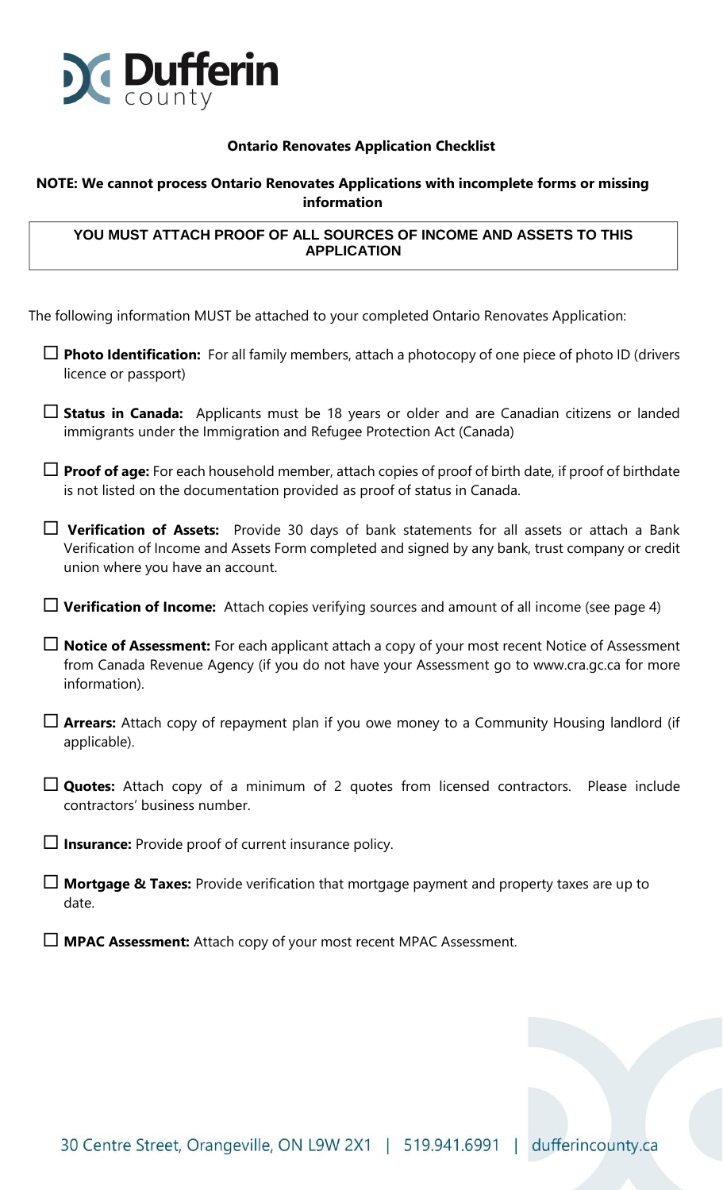Dufferin county

## Ontario Renovates Application Checklist

**NOTE: We cannot process Ontario Renovates Applications with incomplete forms or missing information**

**YOU MUST ATTACH PROOF OF ALL SOURCES OF INCOME AND ASSETS TO THIS APPLICATION**

The following information MUST be attached to your completed Ontario Renovates Application:

- ☐ **Photo Identification:** For all family members, attach a photocopy of one piece of photo ID (drivers licence or passport)
- ☐ **Status in Canada:** Applicants must be 18 years or older and are Canadian citizens or landed immigrants under the Immigration and Refugee Protection Act (Canada)
- ☐ **Proof of age:** For each household member, attach copies of proof of birth date, if proof of birthdate is not listed on the documentation provided as proof of status in Canada.
- ☐ **Verification of Assets:** Provide 30 days of bank statements for all assets or attach a Bank Verification of Income and Assets Form completed and signed by any bank, trust company or credit union where you have an account.
- ☐ **Verification of Income:** Attach copies verifying sources and amount of all income (see page 4)
- ☐ **Notice of Assessment:** For each applicant attach a copy of your most recent Notice of Assessment from Canada Revenue Agency (if you do not have your Assessment go to www.cra.gc.ca for more information).
- ☐ **Arrears:** Attach copy of repayment plan if you owe money to a Community Housing landlord (if applicable).
- ☐ **Quotes:** Attach copy of a minimum of 2 quotes from licensed contractors. Please include contractors' business number.
- ☐ **Insurance:** Provide proof of current insurance policy.
- ☐ **Mortgage & Taxes:** Provide verification that mortgage payment and property taxes are up to date.
- ☐ **MPAC Assessment:** Attach copy of your most recent MPAC Assessment.

30 Centre Street, Orangeville, ON L9W 2X1 | 519.941.6991 | dufferincounty.ca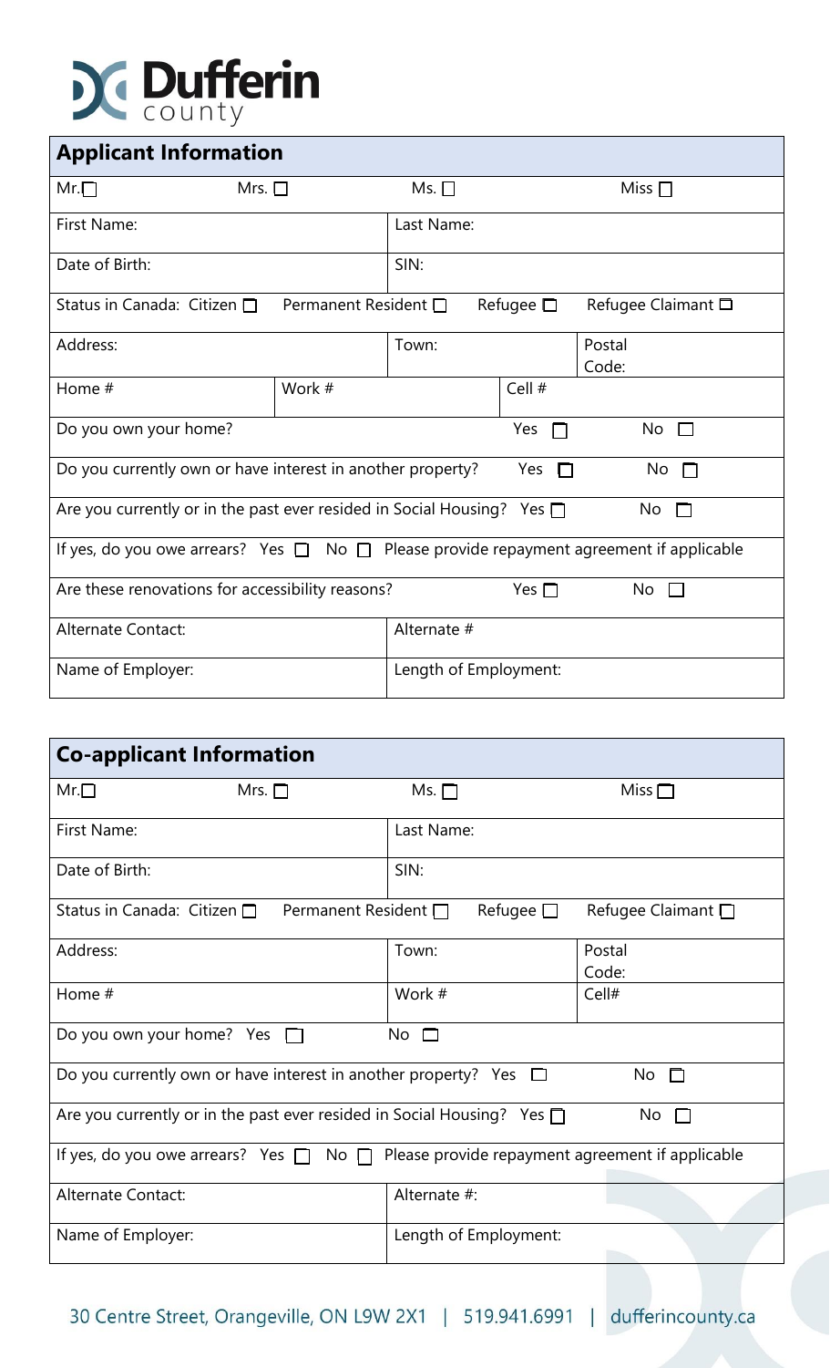# Dufferin county

## Applicant Information

| | | | |
|---|---|---|---|
| Mr. ☐ | Mrs. ☐ | Ms. ☐ | Miss ☐ |
| First Name: | | Last Name: | |
| Date of Birth: | | SIN: | |
| Status in Canada: Citizen ☐ | Permanent Resident ☐ | Refugee ☐ | Refugee Claimant ☐ |
| Address: | | Town: | Postal Code: |
| Home # | Work # | | Cell # |
| Do you own your home? | | Yes ☐ | No ☐ |
| Do you currently own or have interest in another property? | | Yes ☐ | No ☐ |
| Are you currently or in the past ever resided in Social Housing? | | Yes ☐ | No ☐ |
| If yes, do you owe arrears? Yes ☐ No ☐ Please provide repayment agreement if applicable | | | |
| Are these renovations for accessibility reasons? | | Yes ☐ | No ☐ |
| Alternate Contact: | | Alternate # | |
| Name of Employer: | | Length of Employment: | |

## Co-applicant Information

| | | | |
|---|---|---|---|
| Mr. ☐ | Mrs. ☐ | Ms. ☐ | Miss ☐ |
| First Name: | | Last Name: | |
| Date of Birth: | | SIN: | |
| Status in Canada: Citizen ☐ | Permanent Resident ☐ | Refugee ☐ | Refugee Claimant ☐ |
| Address: | | Town: | Postal Code: |
| Home # | | Work # | Cell# |
| Do you own your home? Yes ☐ | | No ☐ | |
| Do you currently own or have interest in another property? Yes ☐ | | | No ☐ |
| Are you currently or in the past ever resided in Social Housing? Yes ☐ | | | No ☐ |
| If yes, do you owe arrears? Yes ☐ No ☐ Please provide repayment agreement if applicable | | | |
| Alternate Contact: | | Alternate #: | |
| Name of Employer: | | Length of Employment: | |

30 Centre Street, Orangeville, ON L9W 2X1 | 519.941.6991 | dufferincounty.ca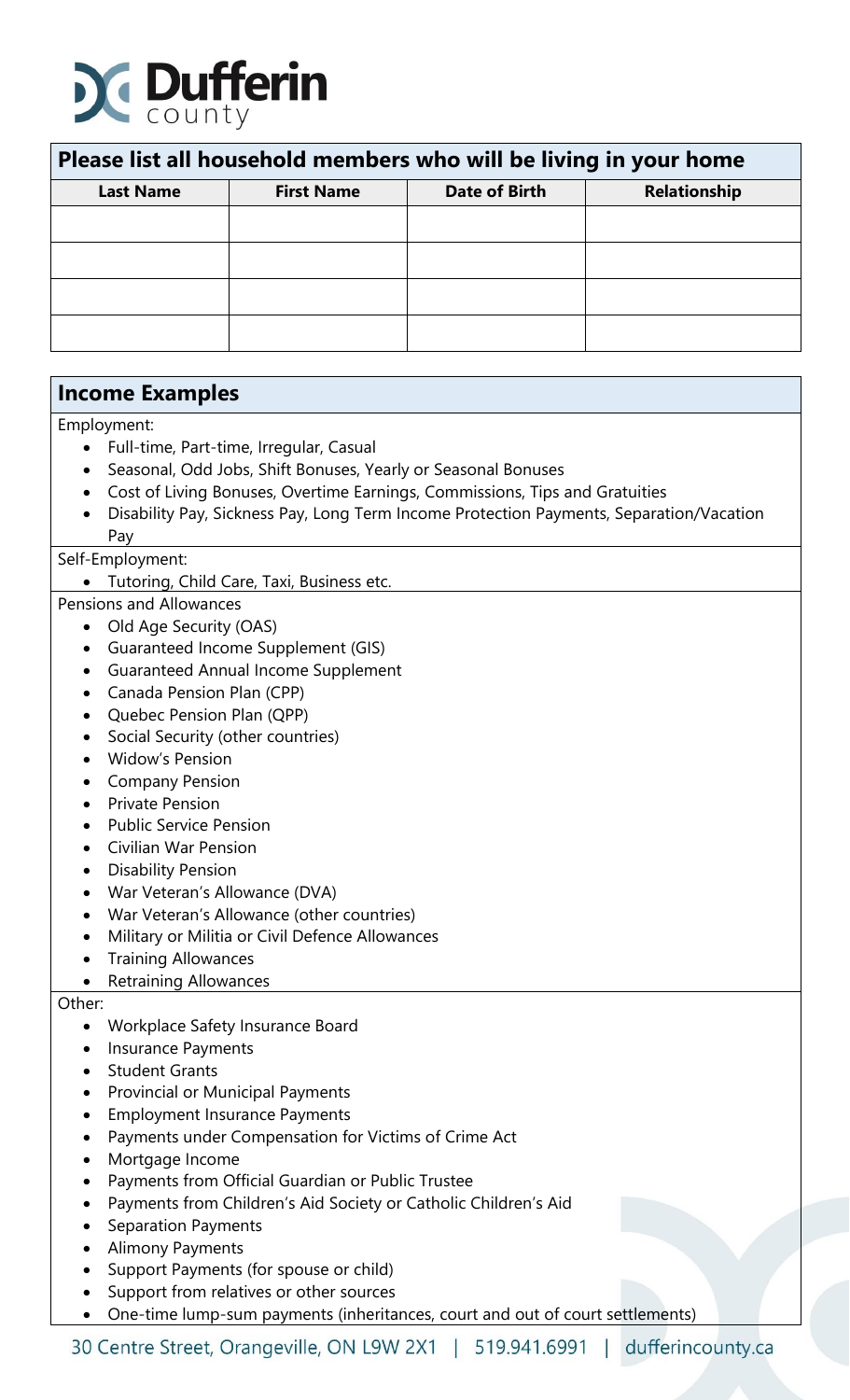## Please list all household members who will be living in your home

| Last Name | First Name | Date of Birth | Relationship |
|---|---|---|---|
| | | | |
| | | | |
| | | | |
| | | | |

## Income Examples

Employment:

- Full-time, Part-time, Irregular, Casual
- Seasonal, Odd Jobs, Shift Bonuses, Yearly or Seasonal Bonuses
- Cost of Living Bonuses, Overtime Earnings, Commissions, Tips and Gratuities
- Disability Pay, Sickness Pay, Long Term Income Protection Payments, Separation/Vacation Pay

Self-Employment:

- Tutoring, Child Care, Taxi, Business etc.

Pensions and Allowances

- Old Age Security (OAS)
- Guaranteed Income Supplement (GIS)
- Guaranteed Annual Income Supplement
- Canada Pension Plan (CPP)
- Quebec Pension Plan (QPP)
- Social Security (other countries)
- Widow's Pension
- Company Pension
- Private Pension
- Public Service Pension
- Civilian War Pension
- Disability Pension
- War Veteran's Allowance (DVA)
- War Veteran's Allowance (other countries)
- Military or Militia or Civil Defence Allowances
- Training Allowances
- Retraining Allowances

Other:

- Workplace Safety Insurance Board
- Insurance Payments
- Student Grants
- Provincial or Municipal Payments
- Employment Insurance Payments
- Payments under Compensation for Victims of Crime Act
- Mortgage Income
- Payments from Official Guardian or Public Trustee
- Payments from Children's Aid Society or Catholic Children's Aid
- Separation Payments
- Alimony Payments
- Support Payments (for spouse or child)
- Support from relatives or other sources
- One-time lump-sum payments (inheritances, court and out of court settlements)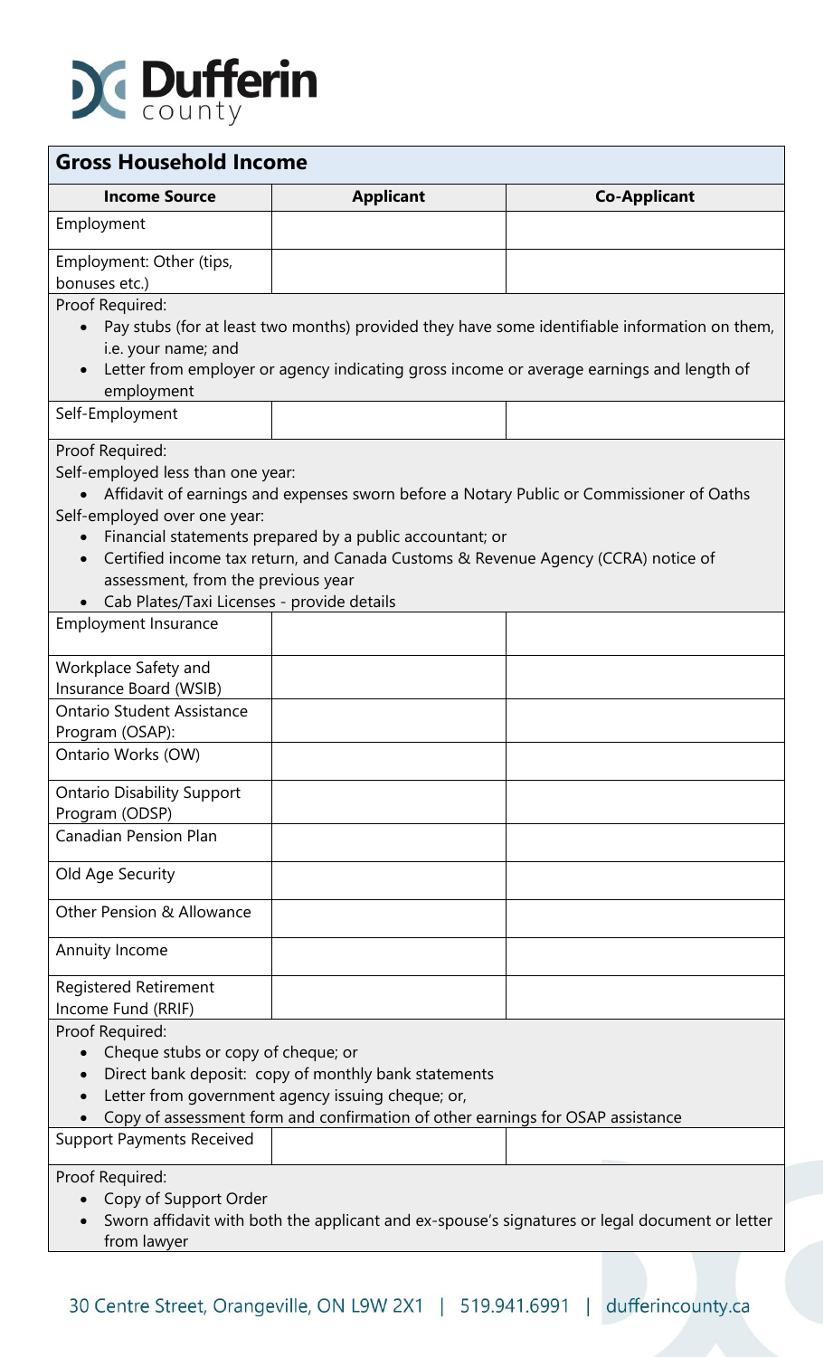## Gross Household Income

| Income Source | Applicant | Co-Applicant |
|---|---|---|
| Employment | | |
| Employment: Other (tips, bonuses etc.) | | |

Proof Required:

- Pay stubs (for at least two months) provided they have some identifiable information on them, i.e. your name; and
- Letter from employer or agency indicating gross income or average earnings and length of employment

| Income Source | Applicant | Co-Applicant |
|---|---|---|
| Self-Employment | | |

Proof Required:

Self-employed less than one year:

- Affidavit of earnings and expenses sworn before a Notary Public or Commissioner of Oaths

Self-employed over one year:

- Financial statements prepared by a public accountant; or
- Certified income tax return, and Canada Customs & Revenue Agency (CCRA) notice of assessment, from the previous year
- Cab Plates/Taxi Licenses - provide details

| Income Source | Applicant | Co-Applicant |
|---|---|---|
| Employment Insurance | | |
| Workplace Safety and Insurance Board (WSIB) | | |
| Ontario Student Assistance Program (OSAP): | | |
| Ontario Works (OW) | | |
| Ontario Disability Support Program (ODSP) | | |
| Canadian Pension Plan | | |
| Old Age Security | | |
| Other Pension & Allowance | | |
| Annuity Income | | |
| Registered Retirement Income Fund (RRIF) | | |

Proof Required:

- Cheque stubs or copy of cheque; or
- Direct bank deposit: copy of monthly bank statements
- Letter from government agency issuing cheque; or,
- Copy of assessment form and confirmation of other earnings for OSAP assistance

| Income Source | Applicant | Co-Applicant |
|---|---|---|
| Support Payments Received | | |

Proof Required:

- Copy of Support Order
- Sworn affidavit with both the applicant and ex-spouse's signatures or legal document or letter from lawyer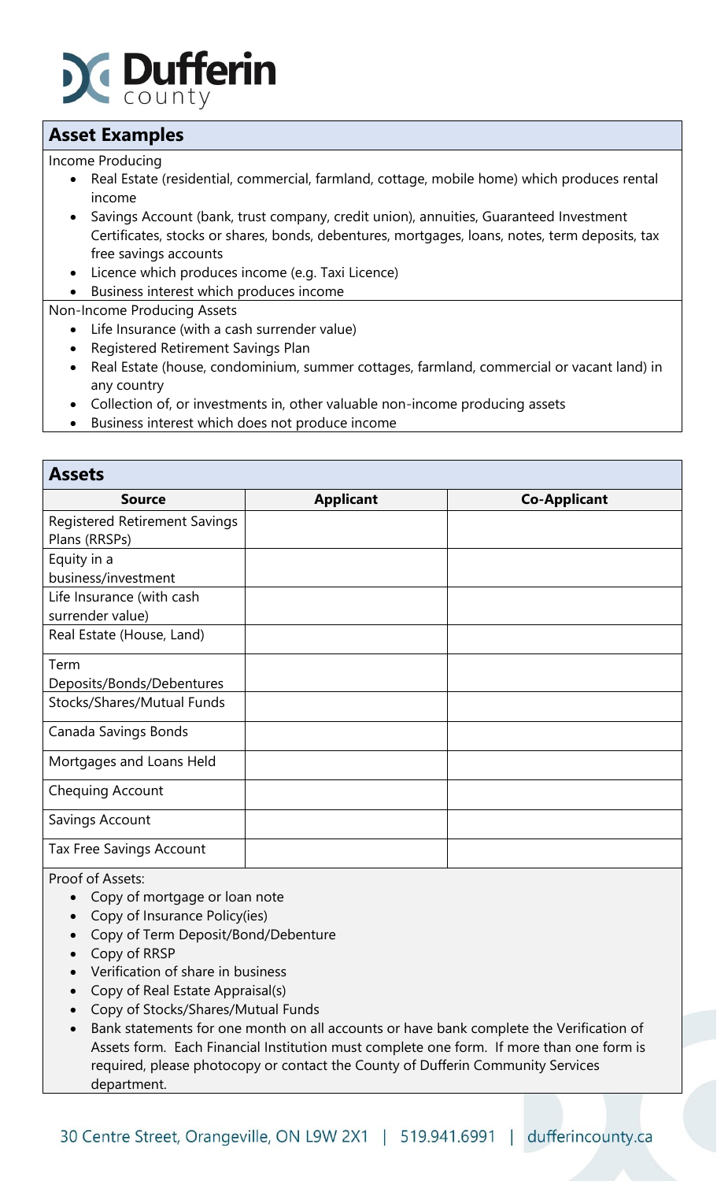## Asset Examples

Income Producing

- Real Estate (residential, commercial, farmland, cottage, mobile home) which produces rental income
- Savings Account (bank, trust company, credit union), annuities, Guaranteed Investment Certificates, stocks or shares, bonds, debentures, mortgages, loans, notes, term deposits, tax free savings accounts
- Licence which produces income (e.g. Taxi Licence)
- Business interest which produces income

Non-Income Producing Assets

- Life Insurance (with a cash surrender value)
- Registered Retirement Savings Plan
- Real Estate (house, condominium, summer cottages, farmland, commercial or vacant land) in any country
- Collection of, or investments in, other valuable non-income producing assets
- Business interest which does not produce income

## Assets

| Source | Applicant | Co-Applicant |
|---|---|---|
| Registered Retirement Savings Plans (RRSPs) | | |
| Equity in a business/investment | | |
| Life Insurance (with cash surrender value) | | |
| Real Estate (House, Land) | | |
| Term Deposits/Bonds/Debentures | | |
| Stocks/Shares/Mutual Funds | | |
| Canada Savings Bonds | | |
| Mortgages and Loans Held | | |
| Chequing Account | | |
| Savings Account | | |
| Tax Free Savings Account | | |

Proof of Assets:

- Copy of mortgage or loan note
- Copy of Insurance Policy(ies)
- Copy of Term Deposit/Bond/Debenture
- Copy of RRSP
- Verification of share in business
- Copy of Real Estate Appraisal(s)
- Copy of Stocks/Shares/Mutual Funds
- Bank statements for one month on all accounts or have bank complete the Verification of Assets form. Each Financial Institution must complete one form. If more than one form is required, please photocopy or contact the County of Dufferin Community Services department.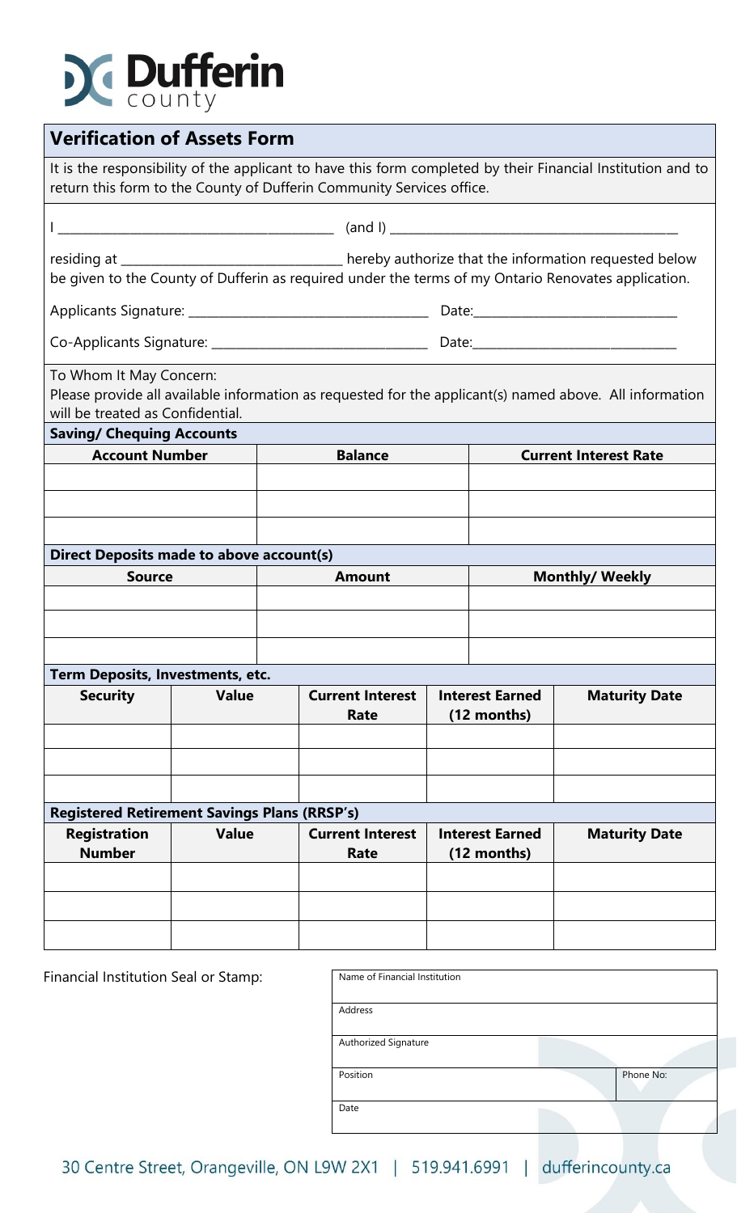Dufferin county

## Verification of Assets Form

It is the responsibility of the applicant to have this form completed by their Financial Institution and to return this form to the County of Dufferin Community Services office.

I ______________________________ (and I) ______________________________

residing at ______________________________ hereby authorize that the information requested below be given to the County of Dufferin as required under the terms of my Ontario Renovates application.

Applicants Signature: ______________________________ Date: ______________________________

Co-Applicants Signature: ______________________________ Date: ______________________________

To Whom It May Concern:
Please provide all available information as requested for the applicant(s) named above. All information will be treated as Confidential.

### Saving/ Chequing Accounts

| Account Number | Balance | Current Interest Rate |
|---|---|---|
| | | |
| | | |
| | | |

### Direct Deposits made to above account(s)

| Source | Amount | Monthly/ Weekly |
|---|---|---|
| | | |
| | | |
| | | |

### Term Deposits, Investments, etc.

| Security | Value | Current Interest Rate | Interest Earned (12 months) | Maturity Date |
|---|---|---|---|---|
| | | | | |
| | | | | |
| | | | | |

### Registered Retirement Savings Plans (RRSP's)

| Registration Number | Value | Current Interest Rate | Interest Earned (12 months) | Maturity Date |
|---|---|---|---|---|
| | | | | |
| | | | | |
| | | | | |

Financial Institution Seal or Stamp:

| Name of Financial Institution | |
|---|---|
| Address | |
| Authorized Signature | |
| Position | Phone No: |
| Date | |

30 Centre Street, Orangeville, ON L9W 2X1 | 519.941.6991 | dufferincounty.ca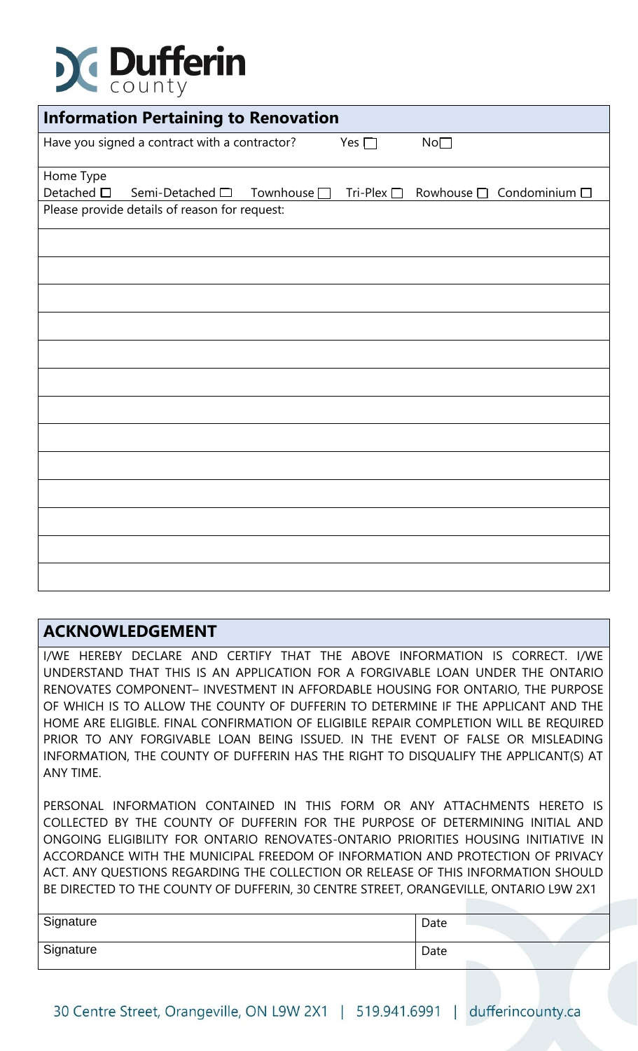Dufferin county

## Information Pertaining to Renovation

Have you signed a contract with a contractor? Yes ☐ No☐

Home Type
Detached ☐ Semi-Detached ☐ Townhouse ☐ Tri-Plex ☐ Rowhouse ☐ Condominium ☐

Please provide details of reason for request:

## ACKNOWLEDGEMENT

I/WE HEREBY DECLARE AND CERTIFY THAT THE ABOVE INFORMATION IS CORRECT. I/WE UNDERSTAND THAT THIS IS AN APPLICATION FOR A FORGIVABLE LOAN UNDER THE ONTARIO RENOVATES COMPONENT– INVESTMENT IN AFFORDABLE HOUSING FOR ONTARIO, THE PURPOSE OF WHICH IS TO ALLOW THE COUNTY OF DUFFERIN TO DETERMINE IF THE APPLICANT AND THE HOME ARE ELIGIBLE. FINAL CONFIRMATION OF ELIGIBILE REPAIR COMPLETION WILL BE REQUIRED PRIOR TO ANY FORGIVABLE LOAN BEING ISSUED. IN THE EVENT OF FALSE OR MISLEADING INFORMATION, THE COUNTY OF DUFFERIN HAS THE RIGHT TO DISQUALIFY THE APPLICANT(S) AT ANY TIME.

PERSONAL INFORMATION CONTAINED IN THIS FORM OR ANY ATTACHMENTS HERETO IS COLLECTED BY THE COUNTY OF DUFFERIN FOR THE PURPOSE OF DETERMINING INITIAL AND ONGOING ELIGIBILITY FOR ONTARIO RENOVATES-ONTARIO PRIORITIES HOUSING INITIATIVE IN ACCORDANCE WITH THE MUNICIPAL FREEDOM OF INFORMATION AND PROTECTION OF PRIVACY ACT. ANY QUESTIONS REGARDING THE COLLECTION OR RELEASE OF THIS INFORMATION SHOULD BE DIRECTED TO THE COUNTY OF DUFFERIN, 30 CENTRE STREET, ORANGEVILLE, ONTARIO L9W 2X1

| | |
|---|---|
| Signature | Date |
| Signature | Date |

30 Centre Street, Orangeville, ON L9W 2X1 | 519.941.6991 | dufferincounty.ca